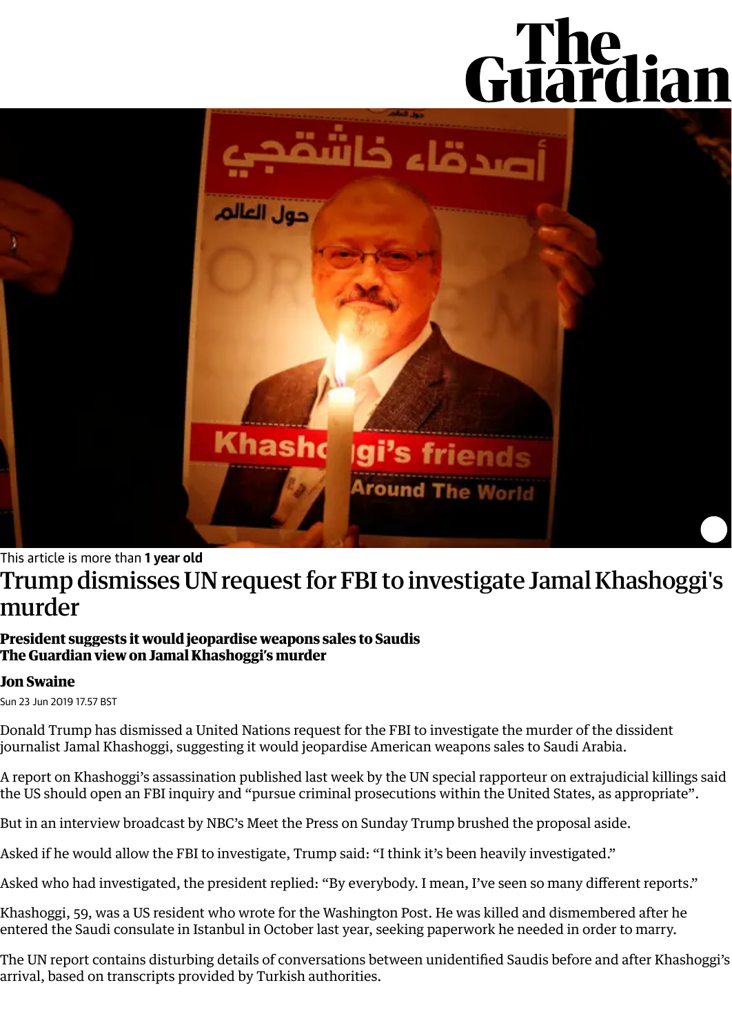The Guardian

This article is more than **1 year old**

# Trump dismisses UN request for FBI to investigate Jamal Khashoggi's murder

**President suggests it would jeopardise weapons sales to Saudis**
**The Guardian view on Jamal Khashoggi's murder**

**Jon Swaine**

Sun 23 Jun 2019 17.57 BST

Donald Trump has dismissed a United Nations request for the FBI to investigate the murder of the dissident journalist Jamal Khashoggi, suggesting it would jeopardise American weapons sales to Saudi Arabia.

A report on Khashoggi's assassination published last week by the UN special rapporteur on extrajudicial killings said the US should open an FBI inquiry and "pursue criminal prosecutions within the United States, as appropriate".

But in an interview broadcast by NBC's Meet the Press on Sunday Trump brushed the proposal aside.

Asked if he would allow the FBI to investigate, Trump said: "I think it's been heavily investigated."

Asked who had investigated, the president replied: "By everybody. I mean, I've seen so many different reports."

Khashoggi, 59, was a US resident who wrote for the Washington Post. He was killed and dismembered after he entered the Saudi consulate in Istanbul in October last year, seeking paperwork he needed in order to marry.

The UN report contains disturbing details of conversations between unidentified Saudis before and after Khashoggi's arrival, based on transcripts provided by Turkish authorities.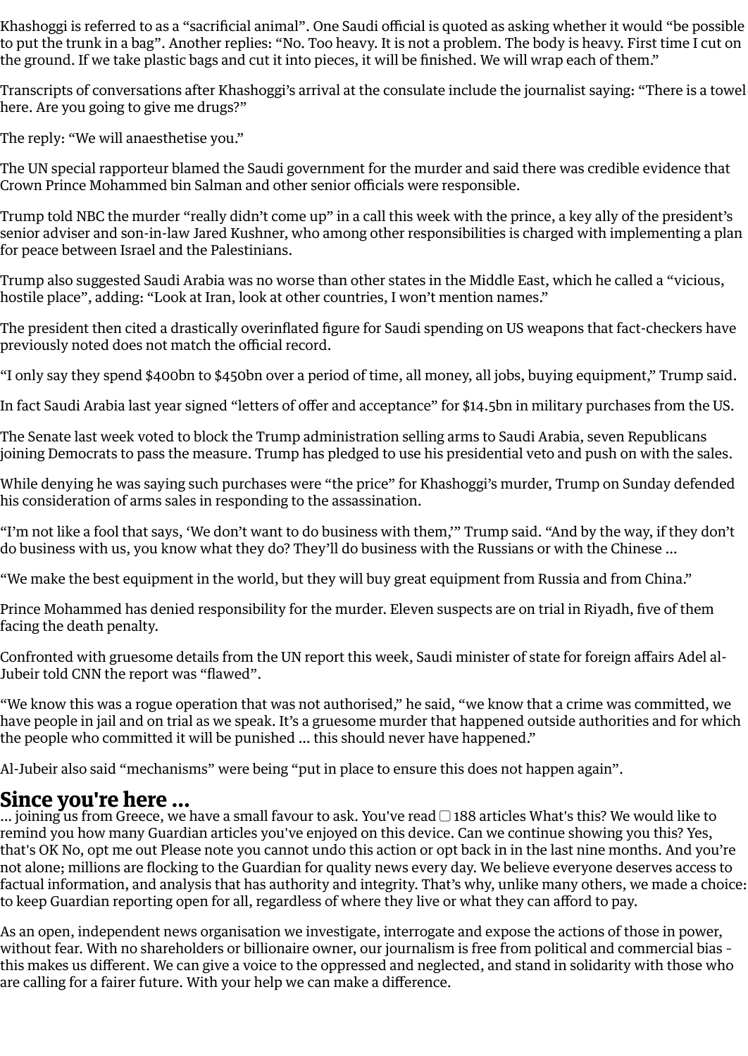Khashoggi is referred to as a “sacrificial animal”. One Saudi official is quoted as asking whether it would “be possible to put the trunk in a bag”. Another replies: “No. Too heavy. It is not a problem. The body is heavy. First time I cut on the ground. If we take plastic bags and cut it into pieces, it will be finished. We will wrap each of them.”

Transcripts of conversations after Khashoggi’s arrival at the consulate include the journalist saying: “There is a towel here. Are you going to give me drugs?”

The reply: “We will anaesthetise you.”

The UN special rapporteur blamed the Saudi government for the murder and said there was credible evidence that Crown Prince Mohammed bin Salman and other senior officials were responsible.

Trump told NBC the murder “really didn’t come up” in a call this week with the prince, a key ally of the president’s senior adviser and son-in-law Jared Kushner, who among other responsibilities is charged with implementing a plan for peace between Israel and the Palestinians.

Trump also suggested Saudi Arabia was no worse than other states in the Middle East, which he called a “vicious, hostile place”, adding: “Look at Iran, look at other countries, I won’t mention names.”

The president then cited a drastically overinflated figure for Saudi spending on US weapons that fact-checkers have previously noted does not match the official record.

“I only say they spend $400bn to $450bn over a period of time, all money, all jobs, buying equipment,” Trump said.

In fact Saudi Arabia last year signed “letters of offer and acceptance” for $14.5bn in military purchases from the US.

The Senate last week voted to block the Trump administration selling arms to Saudi Arabia, seven Republicans joining Democrats to pass the measure. Trump has pledged to use his presidential veto and push on with the sales.

While denying he was saying such purchases were “the price” for Khashoggi’s murder, Trump on Sunday defended his consideration of arms sales in responding to the assassination.

“I’m not like a fool that says, ‘We don’t want to do business with them,’” Trump said. “And by the way, if they don’t do business with us, you know what they do? They’ll do business with the Russians or with the Chinese …

“We make the best equipment in the world, but they will buy great equipment from Russia and from China.”

Prince Mohammed has denied responsibility for the murder. Eleven suspects are on trial in Riyadh, five of them facing the death penalty.

Confronted with gruesome details from the UN report this week, Saudi minister of state for foreign affairs Adel al-Jubeir told CNN the report was “flawed”.

“We know this was a rogue operation that was not authorised,” he said, “we know that a crime was committed, we have people in jail and on trial as we speak. It’s a gruesome murder that happened outside authorities and for which the people who committed it will be punished … this should never have happened.”

Al-Jubeir also said “mechanisms” were being “put in place to ensure this does not happen again”.

## Since you're here …

… joining us from Greece, we have a small favour to ask. You've read 188 articles What's this? We would like to remind you how many Guardian articles you've enjoyed on this device. Can we continue showing you this? Yes, that's OK No, opt me out Please note you cannot undo this action or opt back in in the last nine months. And you’re not alone; millions are flocking to the Guardian for quality news every day. We believe everyone deserves access to factual information, and analysis that has authority and integrity. That’s why, unlike many others, we made a choice: to keep Guardian reporting open for all, regardless of where they live or what they can afford to pay.

As an open, independent news organisation we investigate, interrogate and expose the actions of those in power, without fear. With no shareholders or billionaire owner, our journalism is free from political and commercial bias - this makes us different. We can give a voice to the oppressed and neglected, and stand in solidarity with those who are calling for a fairer future. With your help we can make a difference.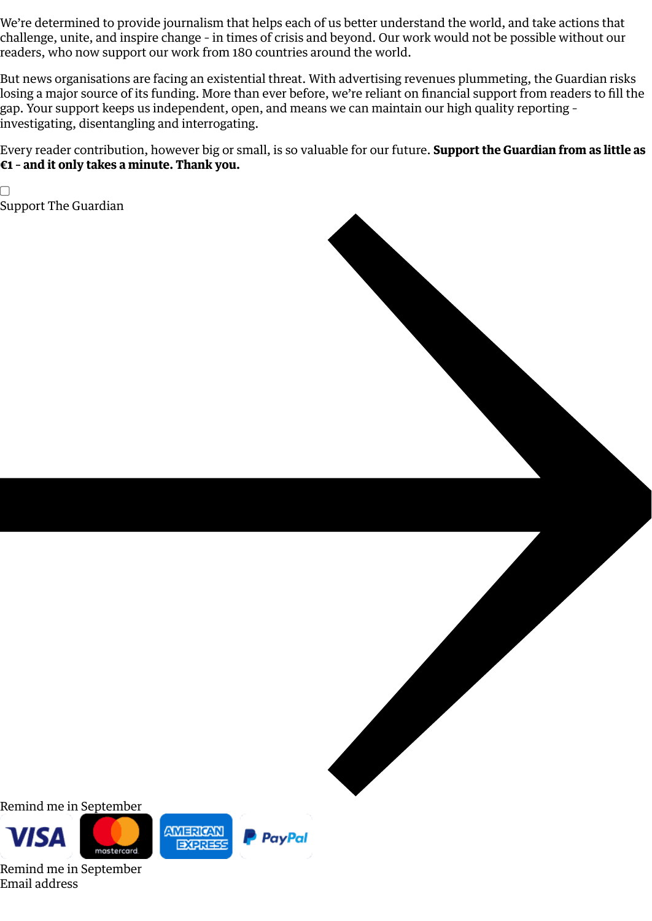We're determined to provide journalism that helps each of us better understand the world, and take actions that challenge, unite, and inspire change - in times of crisis and beyond. Our work would not be possible without our readers, who now support our work from 180 countries around the world.

But news organisations are facing an existential threat. With advertising revenues plummeting, the Guardian risks losing a major source of its funding. More than ever before, we're reliant on financial support from readers to fill the gap. Your support keeps us independent, open, and means we can maintain our high quality reporting - investigating, disentangling and interrogating.

Every reader contribution, however big or small, is so valuable for our future. **Support the Guardian from as little as €1 - and it only takes a minute. Thank you.**

Support The Guardian

Remind me in September

Remind me in September

Email address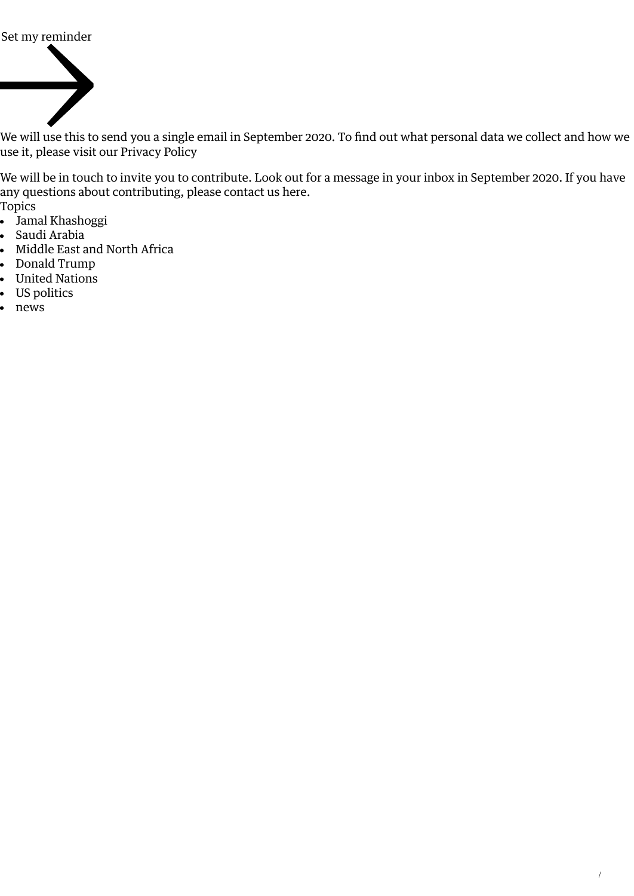Set my reminder

We will use this to send you a single email in September 2020. To find out what personal data we collect and how we use it, please visit our Privacy Policy

We will be in touch to invite you to contribute. Look out for a message in your inbox in September 2020. If you have any questions about contributing, please contact us here.

Topics

- Jamal Khashoggi
- Saudi Arabia
- Middle East and North Africa
- Donald Trump
- United Nations
- US politics
- news